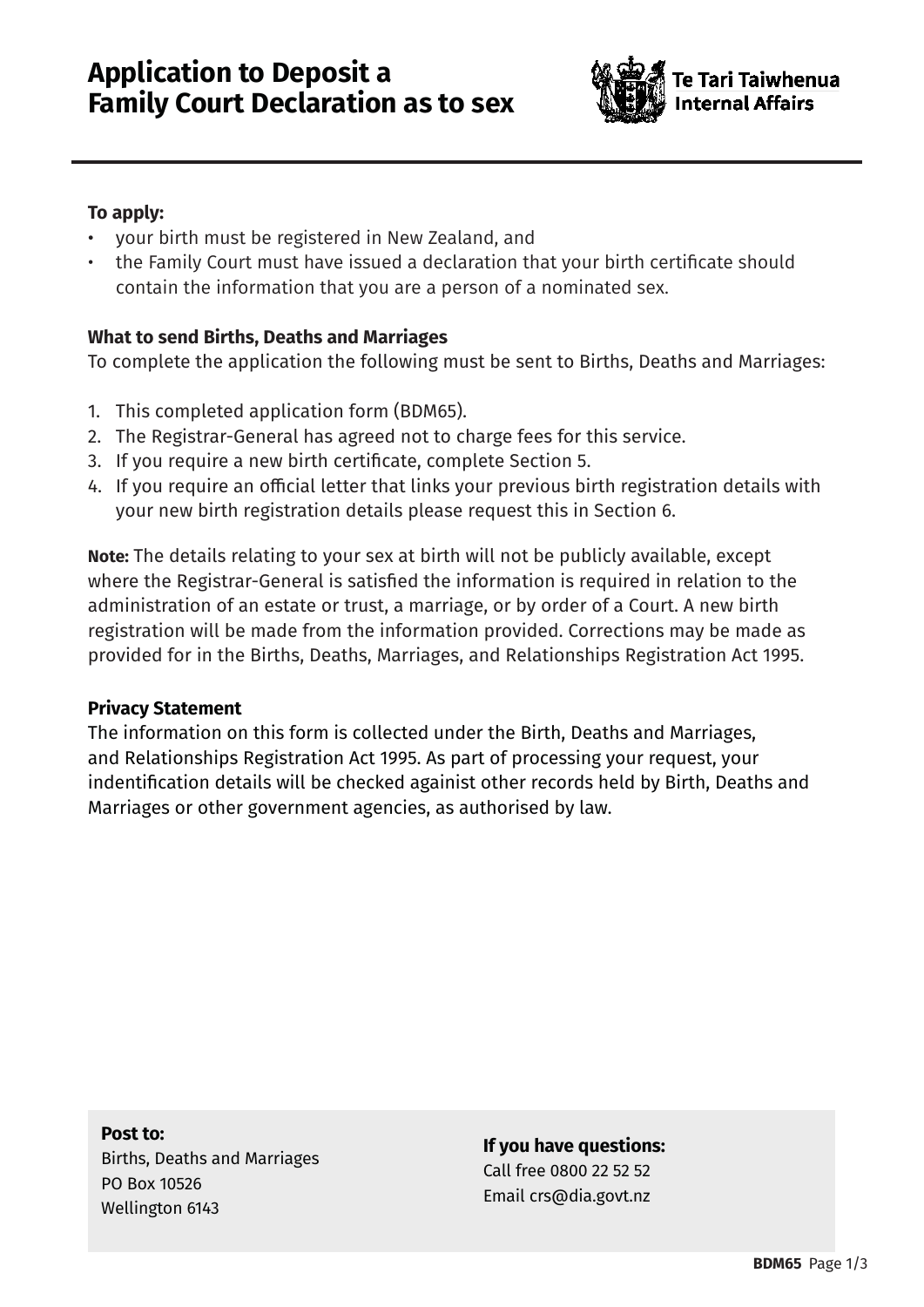# Application to Deposit a Family Court Declaration as to sex

Te Tari Taiwhenua
Internal Affairs

**To apply:**

- your birth must be registered in New Zealand, and
- the Family Court must have issued a declaration that your birth certificate should contain the information that you are a person of a nominated sex.

**What to send Births, Deaths and Marriages**

To complete the application the following must be sent to Births, Deaths and Marriages:

1. This completed application form (BDM65).
2. The Registrar-General has agreed not to charge fees for this service.
3. If you require a new birth certificate, complete Section 5.
4. If you require an official letter that links your previous birth registration details with your new birth registration details please request this in Section 6.

**Note:** The details relating to your sex at birth will not be publicly available, except where the Registrar-General is satisfied the information is required in relation to the administration of an estate or trust, a marriage, or by order of a Court. A new birth registration will be made from the information provided. Corrections may be made as provided for in the Births, Deaths, Marriages, and Relationships Registration Act 1995.

**Privacy Statement**

The information on this form is collected under the Birth, Deaths and Marriages, and Relationships Registration Act 1995. As part of processing your request, your indentification details will be checked agaignist other records held by Birth, Deaths and Marriages or other government agencies, as authorised by law.

**Post to:**
Births, Deaths and Marriages
PO Box 10526
Wellington 6143

**If you have questions:**
Call free 0800 22 52 52
Email crs@dia.govt.nz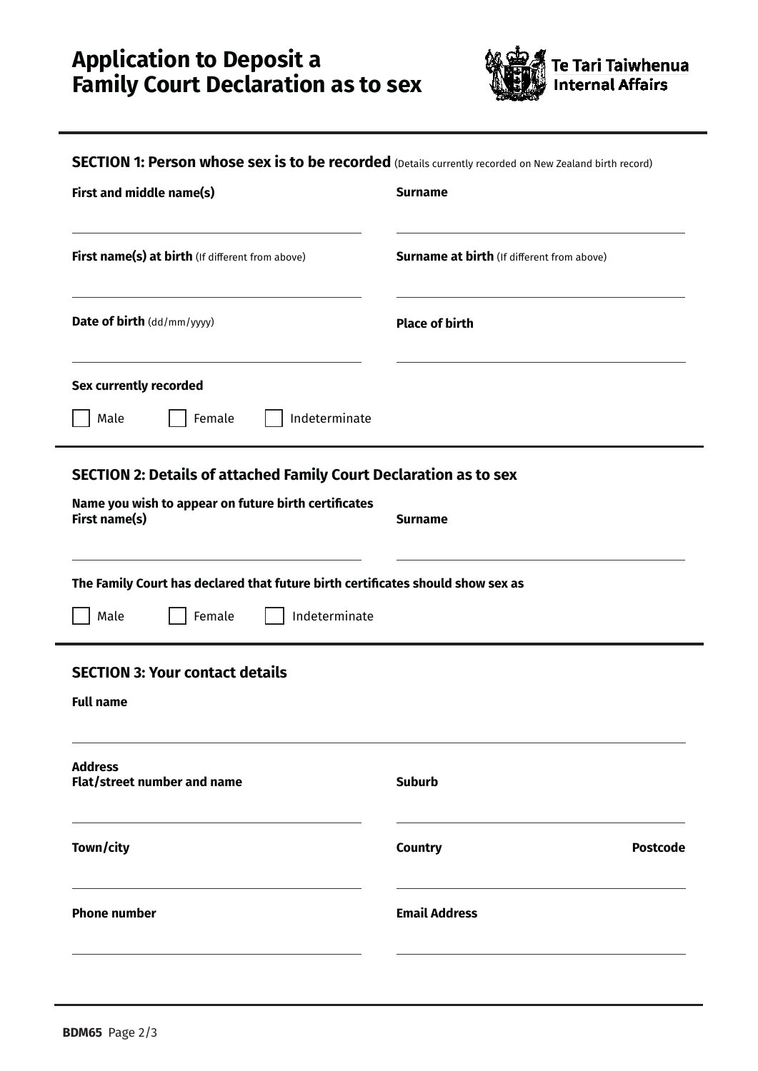# Application to Deposit a Family Court Declaration as to sex

Te Tari Taiwhenua
Internal Affairs

## SECTION 1: Person whose sex is to be recorded (Details currently recorded on New Zealand birth record)

**First and middle name(s)**

**Surname**

**First name(s) at birth** (If different from above)

**Surname at birth** (If different from above)

**Date of birth** (dd/mm/yyyy)

**Place of birth**

**Sex currently recorded**

☐ Male ☐ Female ☐ Indeterminate

## SECTION 2: Details of attached Family Court Declaration as to sex

**Name you wish to appear on future birth certificates**
**First name(s)**

**Surname**

**The Family Court has declared that future birth certificates should show sex as**

☐ Male ☐ Female ☐ Indeterminate

## SECTION 3: Your contact details

**Full name**

**Address**
**Flat/street number and name**

**Suburb**

**Town/city**

**Country**

**Postcode**

**Phone number**

**Email Address**

**BDM65**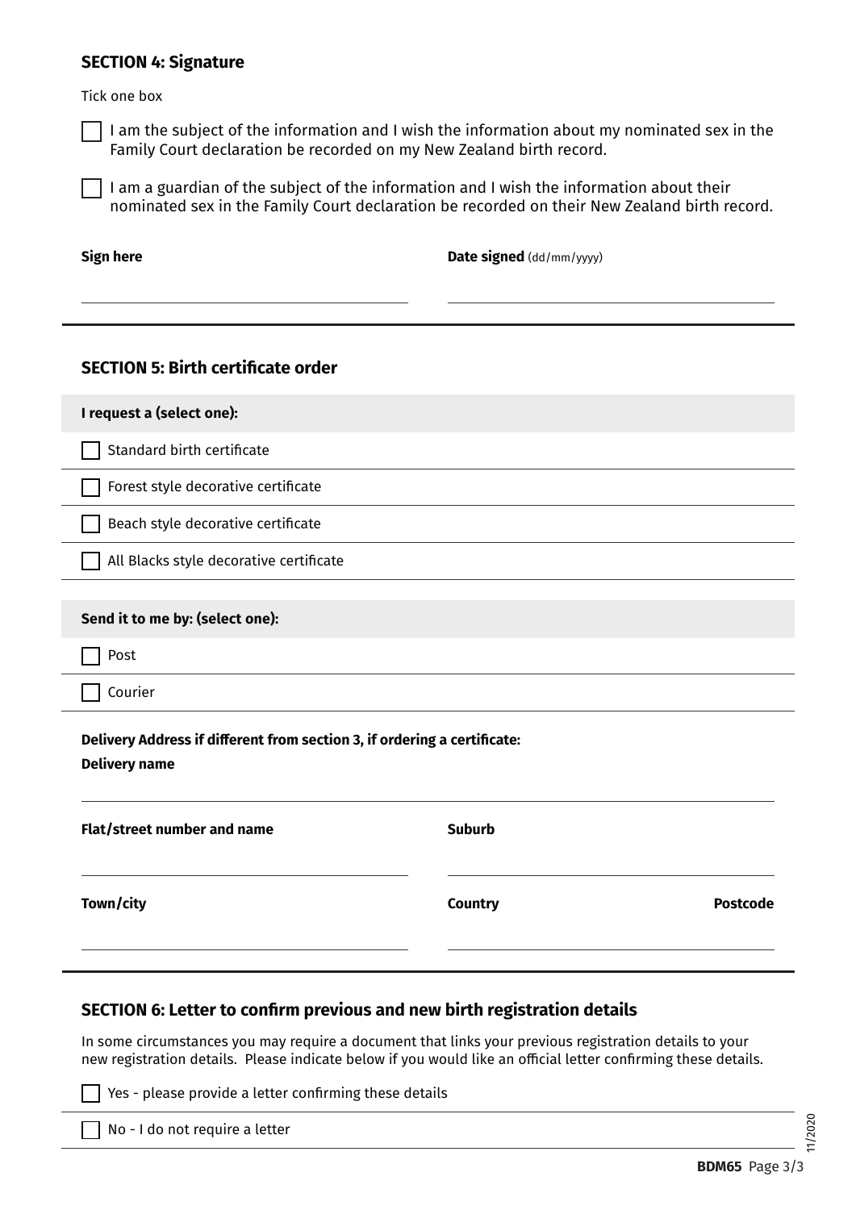## SECTION 4: Signature

Tick one box

☐ I am the subject of the information and I wish the information about my nominated sex in the Family Court declaration be recorded on my New Zealand birth record.

☐ I am a guardian of the subject of the information and I wish the information about their nominated sex in the Family Court declaration be recorded on their New Zealand birth record.

**Sign here**

**Date signed** (dd/mm/yyyy)

## SECTION 5: Birth certificate order

**I request a (select one):**

☐ Standard birth certificate

☐ Forest style decorative certificate

☐ Beach style decorative certificate

☐ All Blacks style decorative certificate

**Send it to me by: (select one):**

☐ Post

☐ Courier

**Delivery Address if different from section 3, if ordering a certificate:**

**Delivery name**

**Flat/street number and name**

**Suburb**

**Town/city**

**Country**

**Postcode**

## SECTION 6: Letter to confirm previous and new birth registration details

In some circumstances you may require a document that links your previous registration details to your new registration details. Please indicate below if you would like an official letter confirming these details.

☐ Yes - please provide a letter confirming these details

☐ No - I do not require a letter

11/2020

**BDM65**